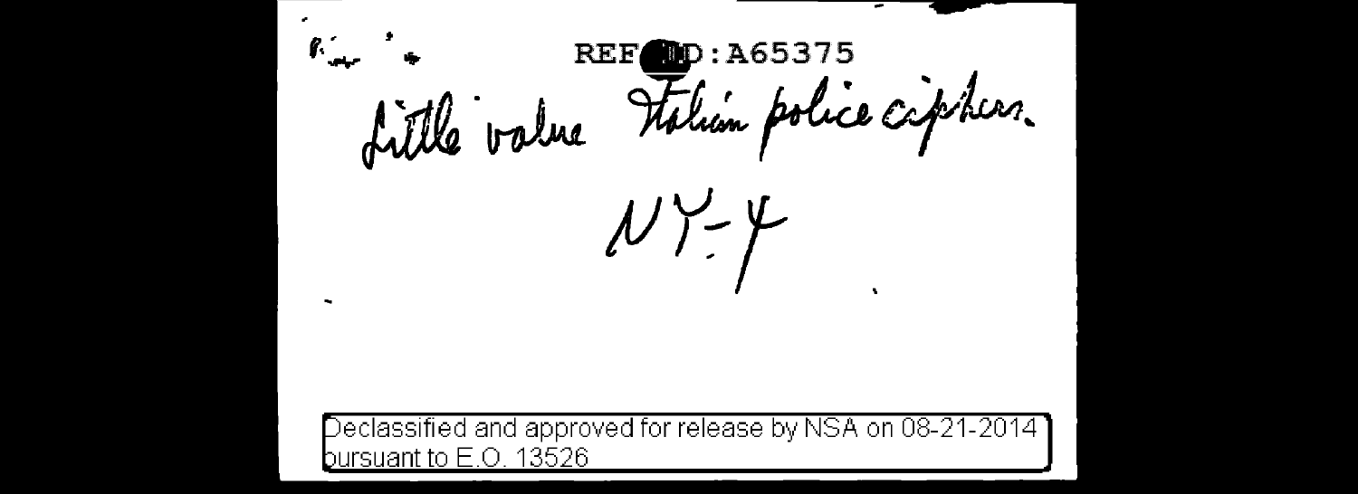REF ID:A65375

Little value Italian police ciphers.

NY-4

Declassified and approved for release by NSA on 08-21-2014 pursuant to E.O. 13526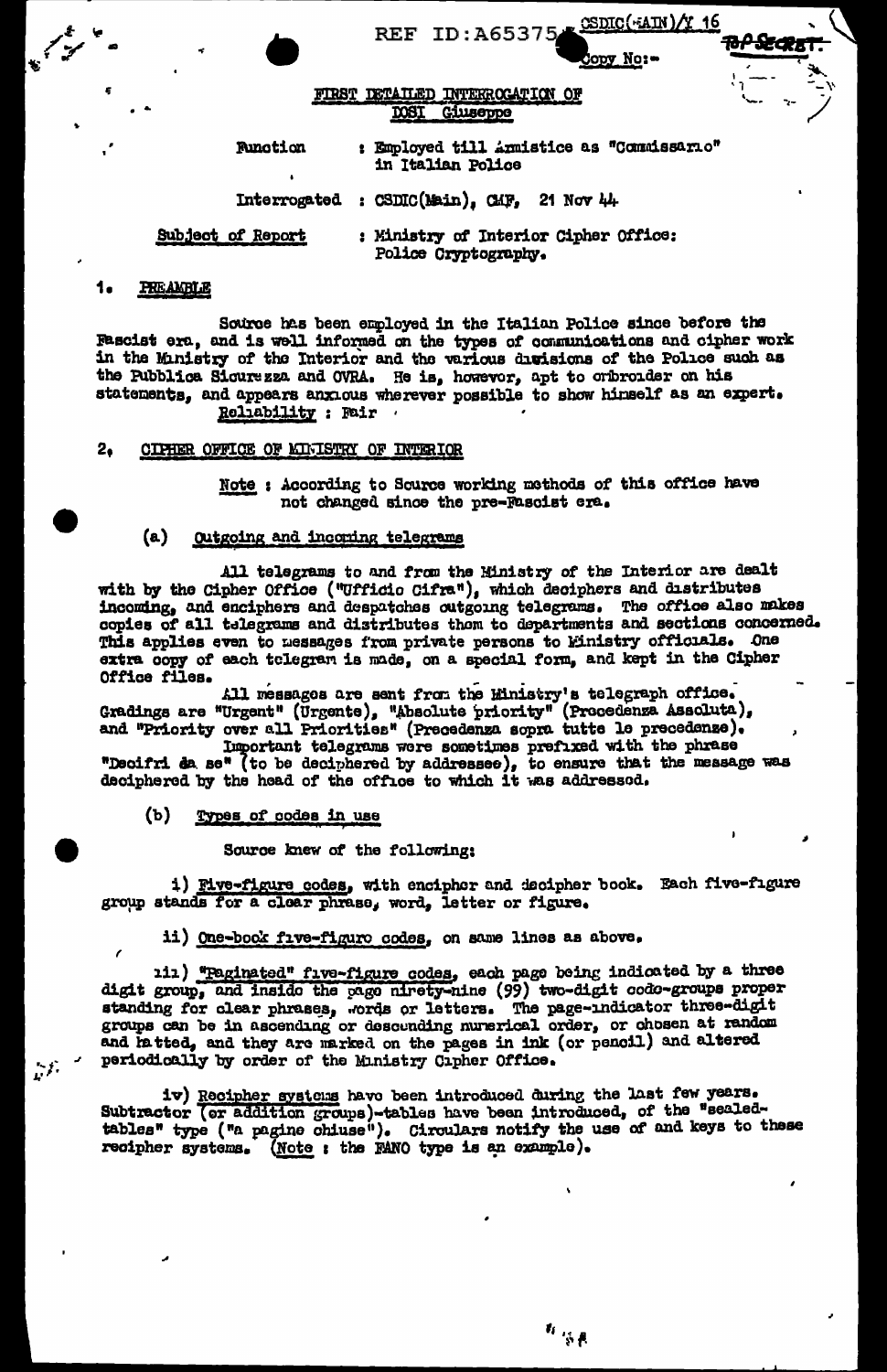REF ID:A65375 CSDIC(MAIN)/Y 16

Copy No:-

TOP SECRET

# FIRST DETAILED INTERROGATION OF DOSI Giuseppe

Function : Employed till Armistice as "Commissario" in Italian Police

Interrogated : CSDIC(Main), CMF, 21 Nov 44

Subject of Report : Ministry of Interior Cipher Office: Police Cryptography.

## 1. PREAMBLE

Source has been employed in the Italian Police since before the Fascist era, and is well informed on the types of communications and cipher work in the Ministry of the Interior and the various divisions of the Police such as the Pubblica Sicurezza and OVRA. He is, however, apt to embroider on his statements, and appears anxious wherever possible to show himself as an expert.
Reliability : Fair

## 2. CIPHER OFFICE OF MINISTRY OF INTERIOR

Note : According to Source working methods of this office have not changed since the pre-Fascist era.

### (a) Outgoing and incoming telegrams

All telegrams to and from the Ministry of the Interior are dealt with by the Cipher Office ("Ufficio Cifra"), which deciphers and distributes incoming, and enciphers and despatches outgoing telegrams. The office also makes copies of all telegrams and distributes them to departments and sections concerned. This applies even to messages from private persons to Ministry officials. One extra copy of each telegram is made, on a special form, and kept in the Cipher Office files.

All messages are sent from the Ministry's telegraph office. Gradings are "Urgent" (Urgente), "Absolute priority" (Precedenza Assoluta), and "Priority over all Priorities" (Precedenza sopra tutte le precedenze).

Important telegrams were sometimes prefixed with the phrase "Decifri da se" (to be deciphered by addressee), to ensure that the message was deciphered by the head of the office to which it was addressed.

### (b) Types of codes in use

Source knew of the following:

i) Five-figure codes, with encipher and decipher book. Each five-figure group stands for a clear phrase, word, letter or figure.

ii) One-book five-figure codes, on same lines as above.

iii) "Paginated" five-figure codes, each page being indicated by a three digit group, and inside the page ninety-nine (99) two-digit code-groups proper standing for clear phrases, words or letters. The page-indicator three-digit groups can be in ascending or descending numerical order, or chosen at random and hatted, and they are marked on the pages in ink (or pencil) and altered periodically by order of the Ministry Cipher Office.

iv) Recipher systems have been introduced during the last few years. Subtractor (or addition groups)-tables have been introduced, of the "sealed-tables" type ("a pagine chiuse"). Circulars notify the use of and keys to these recipher systems. (Note : the FANO type is an example).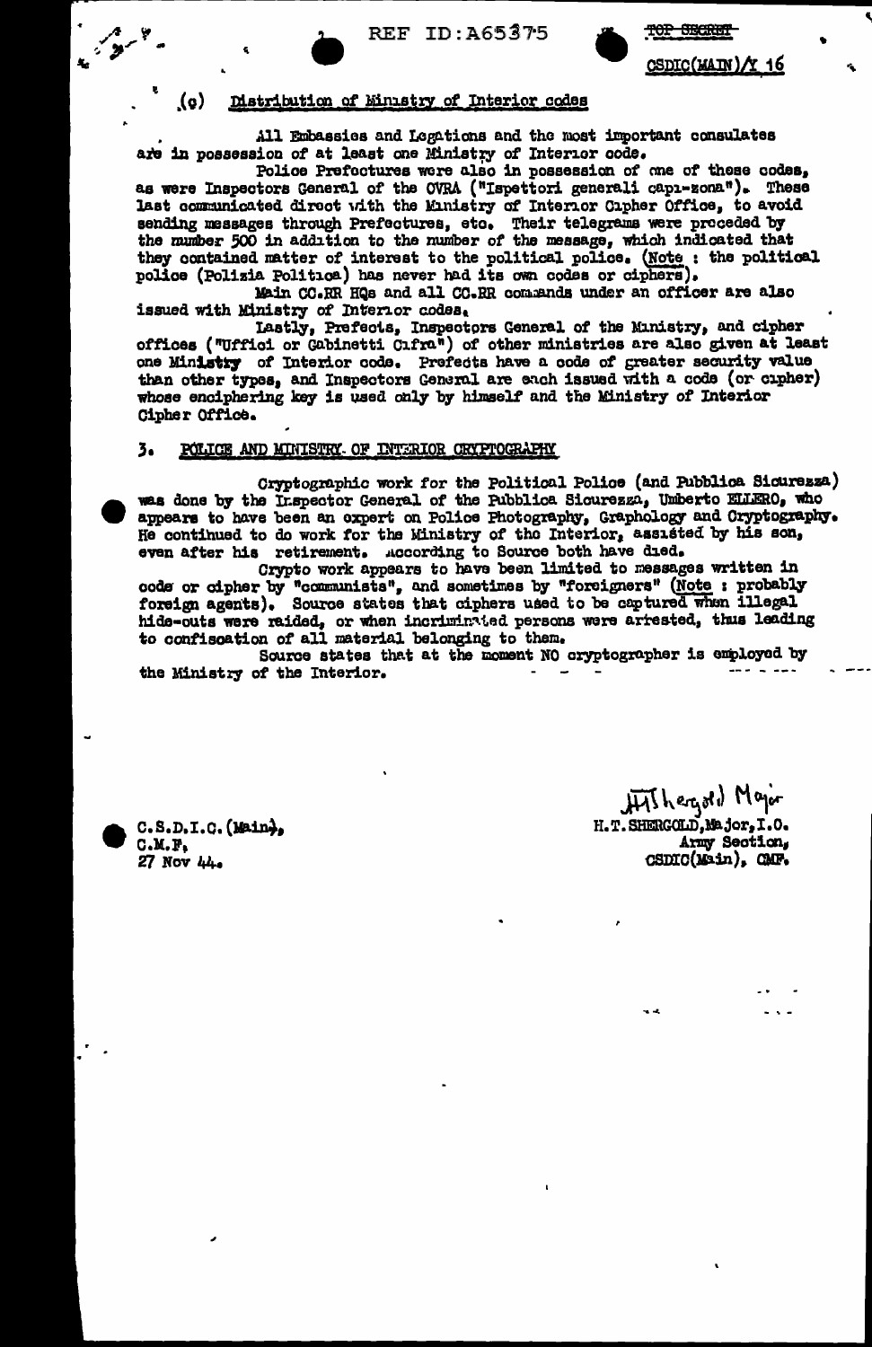REF ID:A65375

TOP SECRET

CSDIC(MAIN)/Y 16

(c) Distribution of Ministry of Interior codes

All Embassies and Legations and the most important consulates are in possession of at least one Ministry of Interior code.

Police Prefectures were also in possession of one of these codes, as were Inspectors General of the OVRA ("Ispettori generali capi-zona"). These last communicated direct with the Ministry of Interior Cipher Office, to avoid sending messages through Prefectures, etc. Their telegrams were preceded by the number 500 in addition to the number of the message, which indicated that they contained matter of interest to the political police. (Note : the political police (Polizia Politica) has never had its own codes or ciphers).

Main CC.RR HQs and all CC.RR commands under an officer are also issued with Ministry of Interior codes.

Lastly, Prefects, Inspectors General of the Ministry, and cipher offices ("Uffici or Gabinetti Cifra") of other ministries are also given at least one Ministry of Interior code. Prefects have a code of greater security value than other types, and Inspectors General are each issued with a code (or cipher) whose enciphering key is used only by himself and the Ministry of Interior Cipher Office.

3. POLICE AND MINISTRY OF INTERIOR CRYPTOGRAPHY

Cryptographic work for the Political Police (and Pubblica Sicurezza) was done by the Inspector General of the Pubblica Sicurezza, Umberto ELLERO, who appears to have been an expert on Police Photography, Graphology and Cryptography. He continued to do work for the Ministry of the Interior, assisted by his son, even after his retirement. According to Source both have died.

Crypto work appears to have been limited to messages written in code or cipher by "communists", and sometimes by "foreigners" (Note : probably foreign agents). Source states that ciphers used to be captured when illegal hide-outs were raided, or when incriminated persons were arrested, thus leading to confiscation of all material belonging to them.

Source states that at the moment NO cryptographer is employed by the Ministry of the Interior.

C.S.D.I.C. (Main),
C.M.F.
27 Nov 44.

H.T. Shergold Major
H.T. SHERGOLD, Major, I.O.
Army Section,
CSDIC(Main), CMF.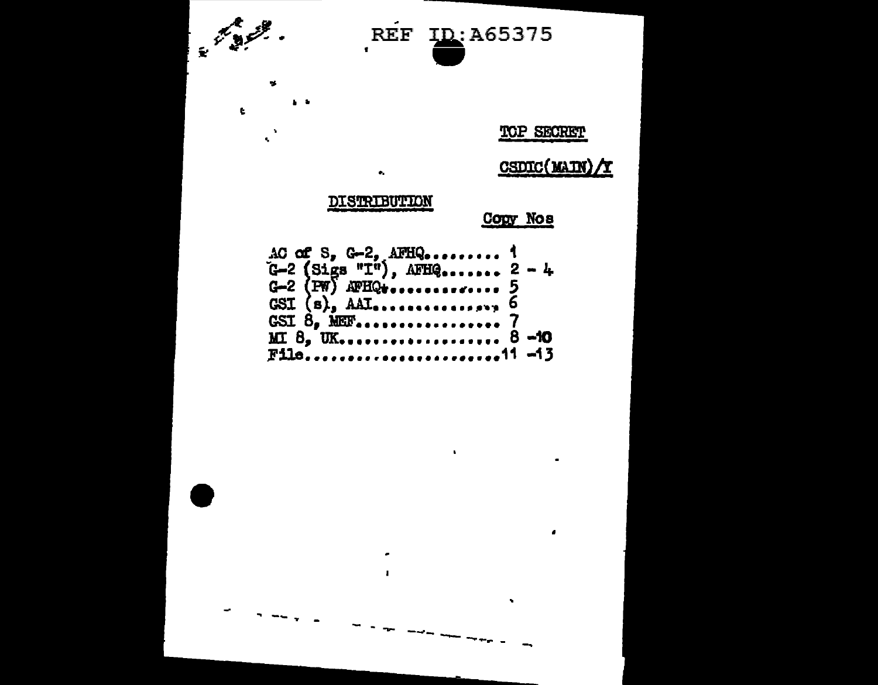REF ID:A65375

TOP SECRET

CSDIC(MAIN)/Y

DISTRIBUTION

Copy Nos

AC of S, G-2, AFHQ......... 1
G-2 (Sigs "I"), AFHQ........ 2 - 4
G-2 (PW) AFHQ.............. 5
GSI (s), AAI............... 6
GSI 8, MEF................. 7
MI 8, UK................... 8 -10
File.......................11 -13